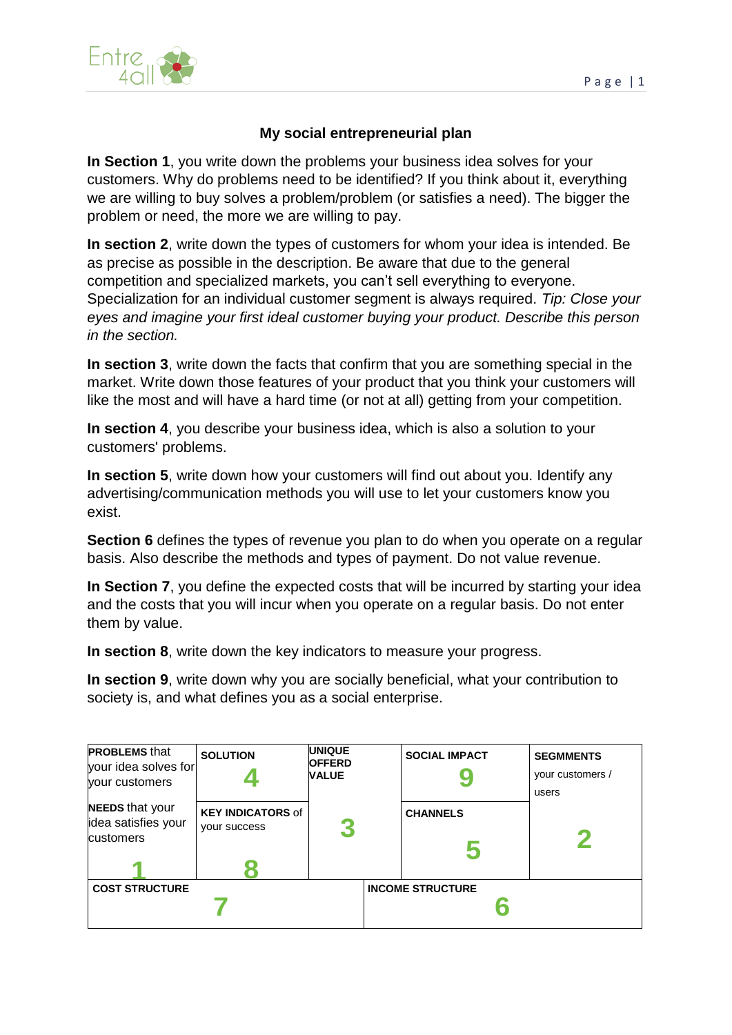## My social entrepreneurial plan

**In Section 1**, you write down the problems your business idea solves for your customers. Why do problems need to be identified? If you think about it, everything we are willing to buy solves a problem/problem (or satisfies a need). The bigger the problem or need, the more we are willing to pay.

**In section 2**, write down the types of customers for whom your idea is intended. Be as precise as possible in the description. Be aware that due to the general competition and specialized markets, you can't sell everything to everyone. Specialization for an individual customer segment is always required. *Tip: Close your eyes and imagine your first ideal customer buying your product. Describe this person in the section.*

**In section 3**, write down the facts that confirm that you are something special in the market. Write down those features of your product that you think your customers will like the most and will have a hard time (or not at all) getting from your competition.

**In section 4**, you describe your business idea, which is also a solution to your customers' problems.

**In section 5**, write down how your customers will find out about you. Identify any advertising/communication methods you will use to let your customers know you exist.

**Section 6** defines the types of revenue you plan to do when you operate on a regular basis. Also describe the methods and types of payment. Do not value revenue.

**In Section 7**, you define the expected costs that will be incurred by starting your idea and the costs that you will incur when you operate on a regular basis. Do not enter them by value.

**In section 8**, write down the key indicators to measure your progress.

**In section 9**, write down why you are socially beneficial, what your contribution to society is, and what defines you as a social enterprise.

| **PROBLEMS** that your idea solves for your customers<br><br>**NEEDS** that your idea satisfies your customers<br><br>1 | **SOLUTION**<br>4<br><br>**KEY INDICATORS** of your success<br>8 | **UNIQUE OFFERD VALUE**<br><br>3 | **SOCIAL IMPACT**<br>9<br><br>**CHANNELS**<br>5 | **SEGMMENTS** your customers / users<br><br>2 |
|---|---|---|---|---|
| **COST STRUCTURE**<br>7 | | **INCOME STRUCTURE**<br>6 | | |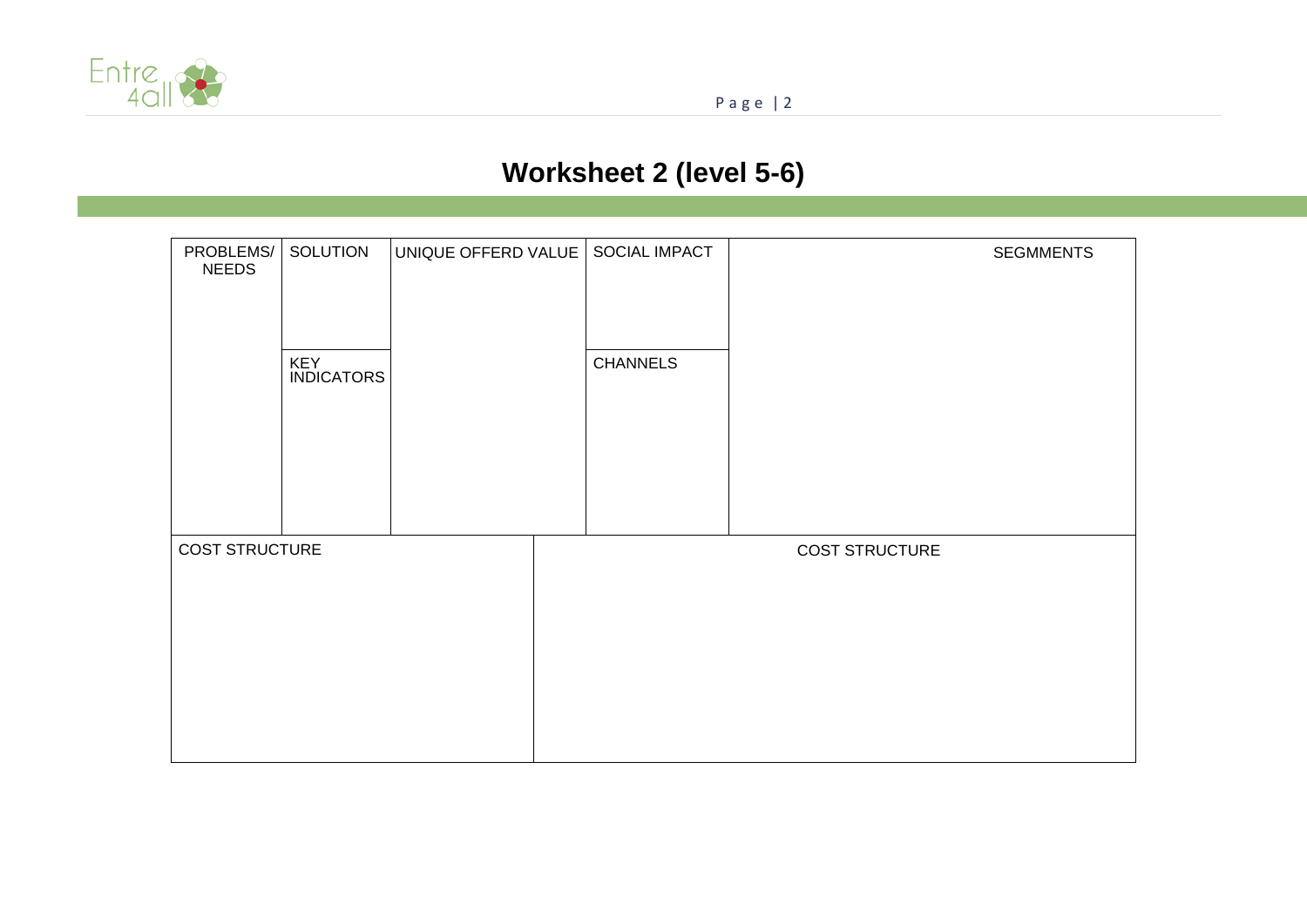# Worksheet 2 (level 5-6)

| PROBLEMS/ NEEDS | SOLUTION | UNIQUE OFFERD VALUE | SOCIAL IMPACT | SEGMMENTS |
|---|---|---|---|---|
| | KEY INDICATORS | | CHANNELS | |
| COST STRUCTURE | | | COST STRUCTURE | |